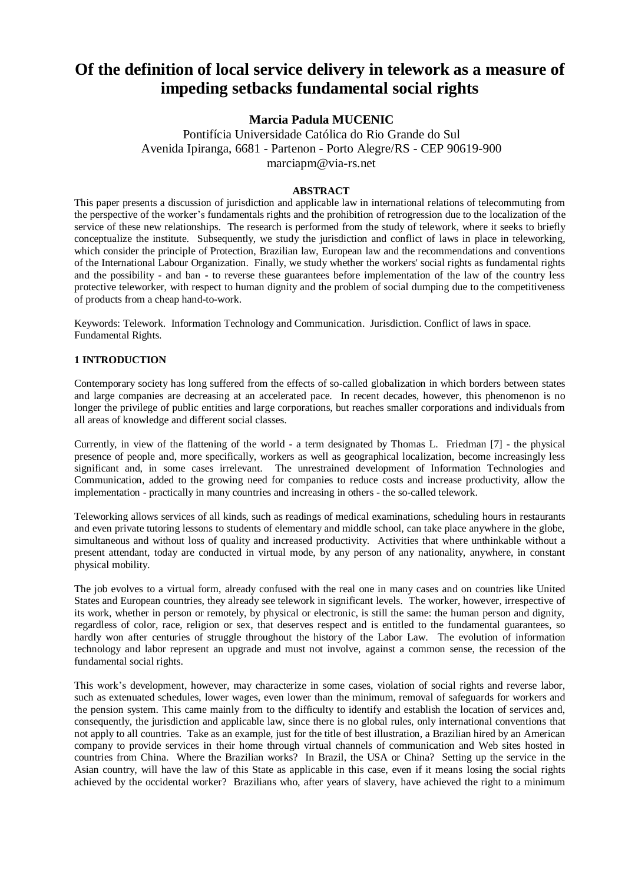# Of the definition of local service delivery in telework as a measure of impeding setbacks fundamental social rights

**Marcia Padula MUCENIC**

Pontifícia Universidade Católica do Rio Grande do Sul
Avenida Ipiranga, 6681 - Partenon - Porto Alegre/RS - CEP 90619-900
marciapm@via-rs.net

**ABSTRACT**

This paper presents a discussion of jurisdiction and applicable law in international relations of telecommuting from the perspective of the worker's fundamentals rights and the prohibition of retrogression due to the localization of the service of these new relationships. The research is performed from the study of telework, where it seeks to briefly conceptualize the institute. Subsequently, we study the jurisdiction and conflict of laws in place in teleworking, which consider the principle of Protection, Brazilian law, European law and the recommendations and conventions of the International Labour Organization. Finally, we study whether the workers' social rights as fundamental rights and the possibility - and ban - to reverse these guarantees before implementation of the law of the country less protective teleworker, with respect to human dignity and the problem of social dumping due to the competitiveness of products from a cheap hand-to-work.

Keywords: Telework. Information Technology and Communication. Jurisdiction. Conflict of laws in space. Fundamental Rights.

## 1 INTRODUCTION

Contemporary society has long suffered from the effects of so-called globalization in which borders between states and large companies are decreasing at an accelerated pace. In recent decades, however, this phenomenon is no longer the privilege of public entities and large corporations, but reaches smaller corporations and individuals from all areas of knowledge and different social classes.

Currently, in view of the flattening of the world - a term designated by Thomas L. Friedman [7] - the physical presence of people and, more specifically, workers as well as geographical localization, become increasingly less significant and, in some cases irrelevant. The unrestrained development of Information Technologies and Communication, added to the growing need for companies to reduce costs and increase productivity, allow the implementation - practically in many countries and increasing in others - the so-called telework.

Teleworking allows services of all kinds, such as readings of medical examinations, scheduling hours in restaurants and even private tutoring lessons to students of elementary and middle school, can take place anywhere in the globe, simultaneous and without loss of quality and increased productivity. Activities that where unthinkable without a present attendant, today are conducted in virtual mode, by any person of any nationality, anywhere, in constant physical mobility.

The job evolves to a virtual form, already confused with the real one in many cases and on countries like United States and European countries, they already see telework in significant levels. The worker, however, irrespective of its work, whether in person or remotely, by physical or electronic, is still the same: the human person and dignity, regardless of color, race, religion or sex, that deserves respect and is entitled to the fundamental guarantees, so hardly won after centuries of struggle throughout the history of the Labor Law. The evolution of information technology and labor represent an upgrade and must not involve, against a common sense, the recession of the fundamental social rights.

This work's development, however, may characterize in some cases, violation of social rights and reverse labor, such as extenuated schedules, lower wages, even lower than the minimum, removal of safeguards for workers and the pension system. This came mainly from to the difficulty to identify and establish the location of services and, consequently, the jurisdiction and applicable law, since there is no global rules, only international conventions that not apply to all countries. Take as an example, just for the title of best illustration, a Brazilian hired by an American company to provide services in their home through virtual channels of communication and Web sites hosted in countries from China. Where the Brazilian works? In Brazil, the USA or China? Setting up the service in the Asian country, will have the law of this State as applicable in this case, even if it means losing the social rights achieved by the occidental worker? Brazilians who, after years of slavery, have achieved the right to a minimum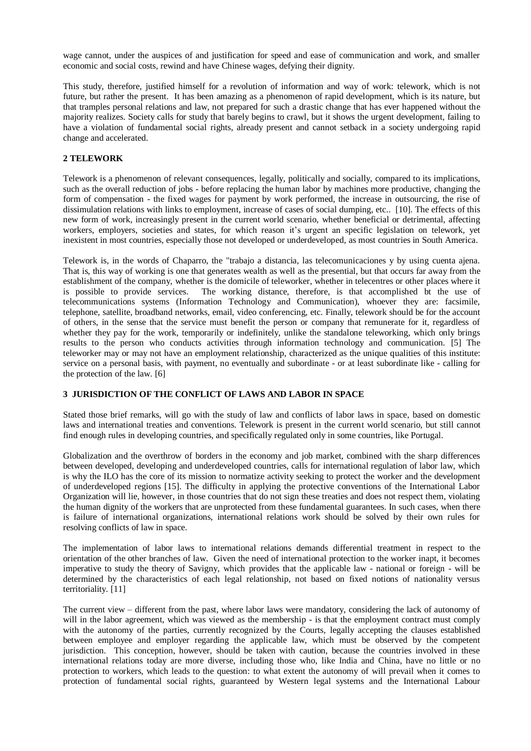wage cannot, under the auspices of and justification for speed and ease of communication and work, and smaller economic and social costs, rewind and have Chinese wages, defying their dignity.

This study, therefore, justified himself for a revolution of information and way of work: telework, which is not future, but rather the present. It has been amazing as a phenomenon of rapid development, which is its nature, but that tramples personal relations and law, not prepared for such a drastic change that has ever happened without the majority realizes. Society calls for study that barely begins to crawl, but it shows the urgent development, failing to have a violation of fundamental social rights, already present and cannot setback in a society undergoing rapid change and accelerated.

## 2 TELEWORK

Telework is a phenomenon of relevant consequences, legally, politically and socially, compared to its implications, such as the overall reduction of jobs - before replacing the human labor by machines more productive, changing the form of compensation - the fixed wages for payment by work performed, the increase in outsourcing, the rise of dissimulation relations with links to employment, increase of cases of social dumping, etc.. [10]. The effects of this new form of work, increasingly present in the current world scenario, whether beneficial or detrimental, affecting workers, employers, societies and states, for which reason it's urgent an specific legislation on telework, yet inexistent in most countries, especially those not developed or underdeveloped, as most countries in South America.

Telework is, in the words of Chaparro, the "trabajo a distancia, las telecomunicaciones y by using cuenta ajena. That is, this way of working is one that generates wealth as well as the presential, but that occurs far away from the establishment of the company, whether is the domicile of teleworker, whether in telecentres or other places where it is possible to provide services. The working distance, therefore, is that accomplished bt the use of telecommunications systems (Information Technology and Communication), whoever they are: facsimile, telephone, satellite, broadband networks, email, video conferencing, etc. Finally, telework should be for the account of others, in the sense that the service must benefit the person or company that remunerate for it, regardless of whether they pay for the work, temporarily or indefinitely, unlike the standalone teleworking, which only brings results to the person who conducts activities through information technology and communication. [5] The teleworker may or may not have an employment relationship, characterized as the unique qualities of this institute: service on a personal basis, with payment, no eventually and subordinate - or at least subordinate like - calling for the protection of the law. [6]

## 3 JURISDICTION OF THE CONFLICT OF LAWS AND LABOR IN SPACE

Stated those brief remarks, will go with the study of law and conflicts of labor laws in space, based on domestic laws and international treaties and conventions. Telework is present in the current world scenario, but still cannot find enough rules in developing countries, and specifically regulated only in some countries, like Portugal.

Globalization and the overthrow of borders in the economy and job market, combined with the sharp differences between developed, developing and underdeveloped countries, calls for international regulation of labor law, which is why the ILO has the core of its mission to normatize activity seeking to protect the worker and the development of underdeveloped regions [15]. The difficulty in applying the protective conventions of the International Labor Organization will lie, however, in those countries that do not sign these treaties and does not respect them, violating the human dignity of the workers that are unprotected from these fundamental guarantees. In such cases, when there is failure of international organizations, international relations work should be solved by their own rules for resolving conflicts of law in space.

The implementation of labor laws to international relations demands differential treatment in respect to the orientation of the other branches of law. Given the need of international protection to the worker inapt, it becomes imperative to study the theory of Savigny, which provides that the applicable law - national or foreign - will be determined by the characteristics of each legal relationship, not based on fixed notions of nationality versus territoriality. [11]

The current view – different from the past, where labor laws were mandatory, considering the lack of autonomy of will in the labor agreement, which was viewed as the membership - is that the employment contract must comply with the autonomy of the parties, currently recognized by the Courts, legally accepting the clauses established between employee and employer regarding the applicable law, which must be observed by the competent jurisdiction. This conception, however, should be taken with caution, because the countries involved in these international relations today are more diverse, including those who, like India and China, have no little or no protection to workers, which leads to the question: to what extent the autonomy of will prevail when it comes to protection of fundamental social rights, guaranteed by Western legal systems and the International Labour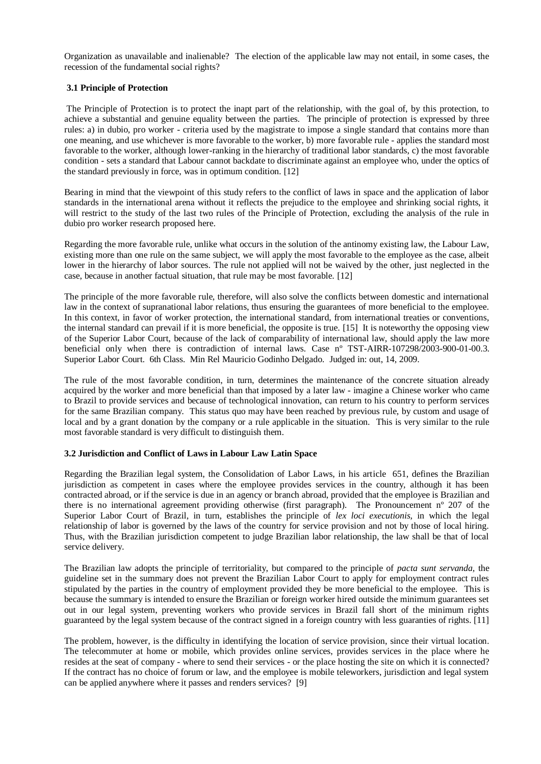Organization as unavailable and inalienable? The election of the applicable law may not entail, in some cases, the recession of the fundamental social rights?

### 3.1 Principle of Protection

The Principle of Protection is to protect the inapt part of the relationship, with the goal of, by this protection, to achieve a substantial and genuine equality between the parties. The principle of protection is expressed by three rules: a) in dubio, pro worker - criteria used by the magistrate to impose a single standard that contains more than one meaning, and use whichever is more favorable to the worker, b) more favorable rule - applies the standard most favorable to the worker, although lower-ranking in the hierarchy of traditional labor standards, c) the most favorable condition - sets a standard that Labour cannot backdate to discriminate against an employee who, under the optics of the standard previously in force, was in optimum condition. [12]

Bearing in mind that the viewpoint of this study refers to the conflict of laws in space and the application of labor standards in the international arena without it reflects the prejudice to the employee and shrinking social rights, it will restrict to the study of the last two rules of the Principle of Protection, excluding the analysis of the rule in dubio pro worker research proposed here.

Regarding the more favorable rule, unlike what occurs in the solution of the antinomy existing law, the Labour Law, existing more than one rule on the same subject, we will apply the most favorable to the employee as the case, albeit lower in the hierarchy of labor sources. The rule not applied will not be waived by the other, just neglected in the case, because in another factual situation, that rule may be most favorable. [12]

The principle of the more favorable rule, therefore, will also solve the conflicts between domestic and international law in the context of supranational labor relations, thus ensuring the guarantees of more beneficial to the employee. In this context, in favor of worker protection, the international standard, from international treaties or conventions, the internal standard can prevail if it is more beneficial, the opposite is true. [15] It is noteworthy the opposing view of the Superior Labor Court, because of the lack of comparability of international law, should apply the law more beneficial only when there is contradiction of internal laws. Case nº TST-AIRR-107298/2003-900-01-00.3. Superior Labor Court. 6th Class. Min Rel Mauricio Godinho Delgado. Judged in: out, 14, 2009.

The rule of the most favorable condition, in turn, determines the maintenance of the concrete situation already acquired by the worker and more beneficial than that imposed by a later law - imagine a Chinese worker who came to Brazil to provide services and because of technological innovation, can return to his country to perform services for the same Brazilian company. This status quo may have been reached by previous rule, by custom and usage of local and by a grant donation by the company or a rule applicable in the situation. This is very similar to the rule most favorable standard is very difficult to distinguish them.

### 3.2 Jurisdiction and Conflict of Laws in Labour Law Latin Space

Regarding the Brazilian legal system, the Consolidation of Labor Laws, in his article 651, defines the Brazilian jurisdiction as competent in cases where the employee provides services in the country, although it has been contracted abroad, or if the service is due in an agency or branch abroad, provided that the employee is Brazilian and there is no international agreement providing otherwise (first paragraph). The Pronouncement nº 207 of the Superior Labor Court of Brazil, in turn, establishes the principle of *lex loci executionis,* in which the legal relationship of labor is governed by the laws of the country for service provision and not by those of local hiring. Thus, with the Brazilian jurisdiction competent to judge Brazilian labor relationship, the law shall be that of local service delivery.

The Brazilian law adopts the principle of territoriality, but compared to the principle of *pacta sunt servanda,* the guideline set in the summary does not prevent the Brazilian Labor Court to apply for employment contract rules stipulated by the parties in the country of employment provided they be more beneficial to the employee. This is because the summary is intended to ensure the Brazilian or foreign worker hired outside the minimum guarantees set out in our legal system, preventing workers who provide services in Brazil fall short of the minimum rights guaranteed by the legal system because of the contract signed in a foreign country with less guaranties of rights. [11]

The problem, however, is the difficulty in identifying the location of service provision, since their virtual location. The telecommuter at home or mobile, which provides online services, provides services in the place where he resides at the seat of company - where to send their services - or the place hosting the site on which it is connected? If the contract has no choice of forum or law, and the employee is mobile teleworkers, jurisdiction and legal system can be applied anywhere where it passes and renders services? [9]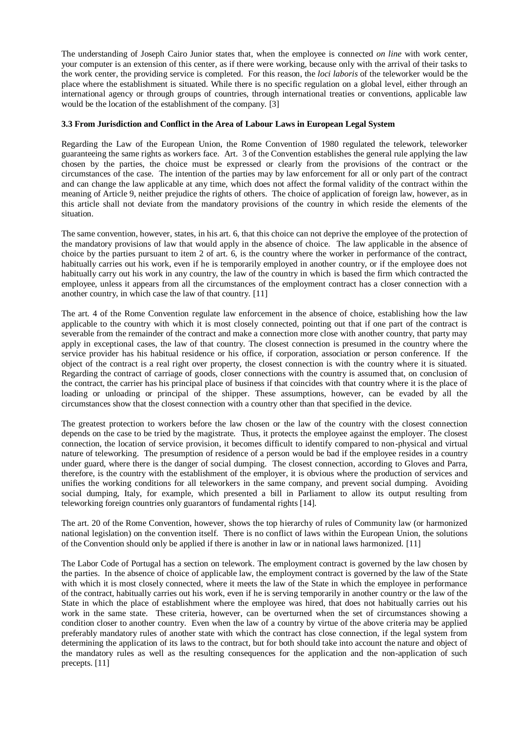The understanding of Joseph Cairo Junior states that, when the employee is connected *on line* with work center, your computer is an extension of this center, as if there were working, because only with the arrival of their tasks to the work center, the providing service is completed. For this reason, the *loci laboris* of the teleworker would be the place where the establishment is situated. While there is no specific regulation on a global level, either through an international agency or through groups of countries, through international treaties or conventions, applicable law would be the location of the establishment of the company. [3]

### 3.3 From Jurisdiction and Conflict in the Area of Labour Laws in European Legal System

Regarding the Law of the European Union, the Rome Convention of 1980 regulated the telework, teleworker guaranteeing the same rights as workers face. Art. 3 of the Convention establishes the general rule applying the law chosen by the parties, the choice must be expressed or clearly from the provisions of the contract or the circumstances of the case. The intention of the parties may by law enforcement for all or only part of the contract and can change the law applicable at any time, which does not affect the formal validity of the contract within the meaning of Article 9, neither prejudice the rights of others. The choice of application of foreign law, however, as in this article shall not deviate from the mandatory provisions of the country in which reside the elements of the situation.

The same convention, however, states, in his art. 6, that this choice can not deprive the employee of the protection of the mandatory provisions of law that would apply in the absence of choice. The law applicable in the absence of choice by the parties pursuant to item 2 of art. 6, is the country where the worker in performance of the contract, habitually carries out his work, even if he is temporarily employed in another country, or if the employee does not habitually carry out his work in any country, the law of the country in which is based the firm which contracted the employee, unless it appears from all the circumstances of the employment contract has a closer connection with a another country, in which case the law of that country. [11]

The art. 4 of the Rome Convention regulate law enforcement in the absence of choice, establishing how the law applicable to the country with which it is most closely connected, pointing out that if one part of the contract is severable from the remainder of the contract and make a connection more close with another country, that party may apply in exceptional cases, the law of that country. The closest connection is presumed in the country where the service provider has his habitual residence or his office, if corporation, association or person conference. If the object of the contract is a real right over property, the closest connection is with the country where it is situated. Regarding the contract of carriage of goods, closer connections with the country is assumed that, on conclusion of the contract, the carrier has his principal place of business if that coincides with that country where it is the place of loading or unloading or principal of the shipper. These assumptions, however, can be evaded by all the circumstances show that the closest connection with a country other than that specified in the device.

The greatest protection to workers before the law chosen or the law of the country with the closest connection depends on the case to be tried by the magistrate. Thus, it protects the employee against the employer. The closest connection, the location of service provision, it becomes difficult to identify compared to non-physical and virtual nature of teleworking. The presumption of residence of a person would be bad if the employee resides in a country under guard, where there is the danger of social dumping. The closest connection, according to Gloves and Parra, therefore, is the country with the establishment of the employer, it is obvious where the production of services and unifies the working conditions for all teleworkers in the same company, and prevent social dumping. Avoiding social dumping, Italy, for example, which presented a bill in Parliament to allow its output resulting from teleworking foreign countries only guarantors of fundamental rights [14].

The art. 20 of the Rome Convention, however, shows the top hierarchy of rules of Community law (or harmonized national legislation) on the convention itself. There is no conflict of laws within the European Union, the solutions of the Convention should only be applied if there is another in law or in national laws harmonized. [11]

The Labor Code of Portugal has a section on telework. The employment contract is governed by the law chosen by the parties. In the absence of choice of applicable law, the employment contract is governed by the law of the State with which it is most closely connected, where it meets the law of the State in which the employee in performance of the contract, habitually carries out his work, even if he is serving temporarily in another country or the law of the State in which the place of establishment where the employee was hired, that does not habitually carries out his work in the same state. These criteria, however, can be overturned when the set of circumstances showing a condition closer to another country. Even when the law of a country by virtue of the above criteria may be applied preferably mandatory rules of another state with which the contract has close connection, if the legal system from determining the application of its laws to the contract, but for both should take into account the nature and object of the mandatory rules as well as the resulting consequences for the application and the non-application of such precepts. [11]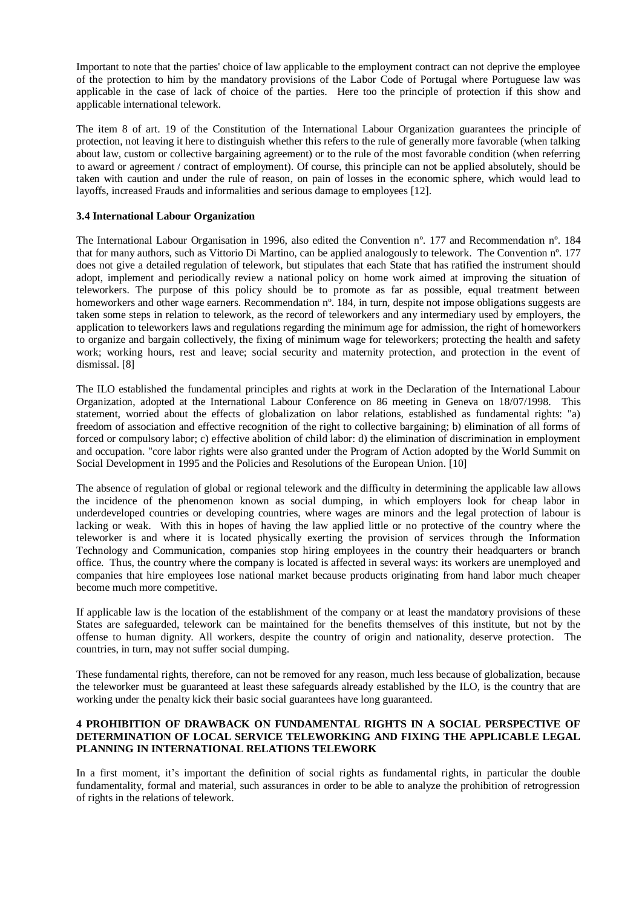Important to note that the parties' choice of law applicable to the employment contract can not deprive the employee of the protection to him by the mandatory provisions of the Labor Code of Portugal where Portuguese law was applicable in the case of lack of choice of the parties. Here too the principle of protection if this show and applicable international telework.

The item 8 of art. 19 of the Constitution of the International Labour Organization guarantees the principle of protection, not leaving it here to distinguish whether this refers to the rule of generally more favorable (when talking about law, custom or collective bargaining agreement) or to the rule of the most favorable condition (when referring to award or agreement / contract of employment). Of course, this principle can not be applied absolutely, should be taken with caution and under the rule of reason, on pain of losses in the economic sphere, which would lead to layoffs, increased Frauds and informalities and serious damage to employees [12].

### 3.4 International Labour Organization

The International Labour Organisation in 1996, also edited the Convention nº. 177 and Recommendation nº. 184 that for many authors, such as Vittorio Di Martino, can be applied analogously to telework. The Convention nº. 177 does not give a detailed regulation of telework, but stipulates that each State that has ratified the instrument should adopt, implement and periodically review a national policy on home work aimed at improving the situation of teleworkers. The purpose of this policy should be to promote as far as possible, equal treatment between homeworkers and other wage earners. Recommendation nº. 184, in turn, despite not impose obligations suggests are taken some steps in relation to telework, as the record of teleworkers and any intermediary used by employers, the application to teleworkers laws and regulations regarding the minimum age for admission, the right of homeworkers to organize and bargain collectively, the fixing of minimum wage for teleworkers; protecting the health and safety work; working hours, rest and leave; social security and maternity protection, and protection in the event of dismissal. [8]

The ILO established the fundamental principles and rights at work in the Declaration of the International Labour Organization, adopted at the International Labour Conference on 86 meeting in Geneva on 18/07/1998. This statement, worried about the effects of globalization on labor relations, established as fundamental rights: "a) freedom of association and effective recognition of the right to collective bargaining; b) elimination of all forms of forced or compulsory labor; c) effective abolition of child labor: d) the elimination of discrimination in employment and occupation. "core labor rights were also granted under the Program of Action adopted by the World Summit on Social Development in 1995 and the Policies and Resolutions of the European Union. [10]

The absence of regulation of global or regional telework and the difficulty in determining the applicable law allows the incidence of the phenomenon known as social dumping, in which employers look for cheap labor in underdeveloped countries or developing countries, where wages are minors and the legal protection of labour is lacking or weak. With this in hopes of having the law applied little or no protective of the country where the teleworker is and where it is located physically exerting the provision of services through the Information Technology and Communication, companies stop hiring employees in the country their headquarters or branch office. Thus, the country where the company is located is affected in several ways: its workers are unemployed and companies that hire employees lose national market because products originating from hand labor much cheaper become much more competitive.

If applicable law is the location of the establishment of the company or at least the mandatory provisions of these States are safeguarded, telework can be maintained for the benefits themselves of this institute, but not by the offense to human dignity. All workers, despite the country of origin and nationality, deserve protection. The countries, in turn, may not suffer social dumping.

These fundamental rights, therefore, can not be removed for any reason, much less because of globalization, because the teleworker must be guaranteed at least these safeguards already established by the ILO, is the country that are working under the penalty kick their basic social guarantees have long guaranteed.

## 4 PROHIBITION OF DRAWBACK ON FUNDAMENTAL RIGHTS IN A SOCIAL PERSPECTIVE OF DETERMINATION OF LOCAL SERVICE TELEWORKING AND FIXING THE APPLICABLE LEGAL PLANNING IN INTERNATIONAL RELATIONS TELEWORK

In a first moment, it's important the definition of social rights as fundamental rights, in particular the double fundamentality, formal and material, such assurances in order to be able to analyze the prohibition of retrogression of rights in the relations of telework.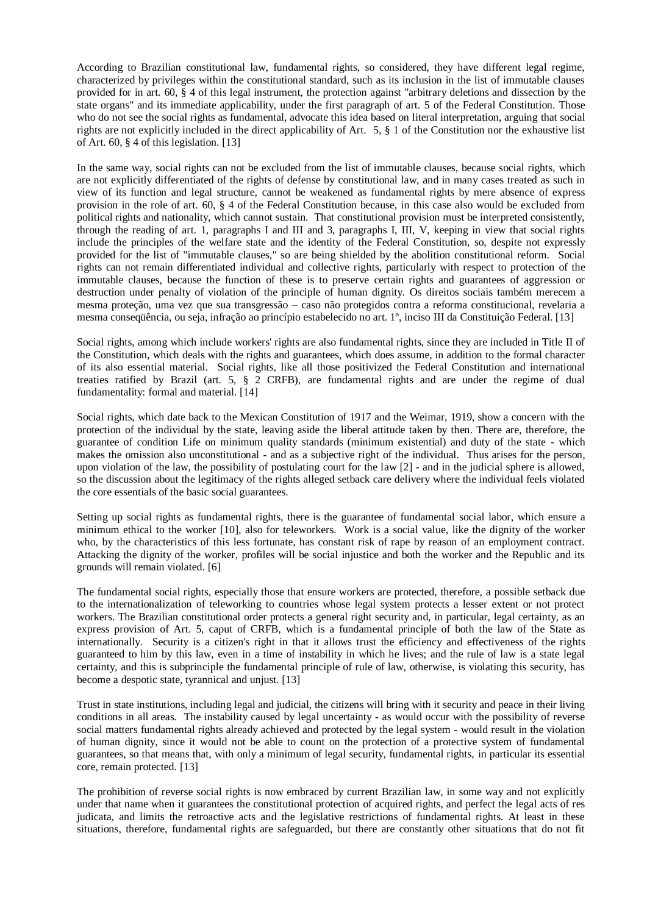According to Brazilian constitutional law, fundamental rights, so considered, they have different legal regime, characterized by privileges within the constitutional standard, such as its inclusion in the list of immutable clauses provided for in art. 60, § 4 of this legal instrument, the protection against "arbitrary deletions and dissection by the state organs" and its immediate applicability, under the first paragraph of art. 5 of the Federal Constitution. Those who do not see the social rights as fundamental, advocate this idea based on literal interpretation, arguing that social rights are not explicitly included in the direct applicability of Art. 5, § 1 of the Constitution nor the exhaustive list of Art. 60, § 4 of this legislation. [13]

In the same way, social rights can not be excluded from the list of immutable clauses, because social rights, which are not explicitly differentiated of the rights of defense by constitutional law, and in many cases treated as such in view of its function and legal structure, cannot be weakened as fundamental rights by mere absence of express provision in the role of art. 60, § 4 of the Federal Constitution because, in this case also would be excluded from political rights and nationality, which cannot sustain. That constitutional provision must be interpreted consistently, through the reading of art. 1, paragraphs I and III and 3, paragraphs I, III, V, keeping in view that social rights include the principles of the welfare state and the identity of the Federal Constitution, so, despite not expressly provided for the list of "immutable clauses," so are being shielded by the abolition constitutional reform. Social rights can not remain differentiated individual and collective rights, particularly with respect to protection of the immutable clauses, because the function of these is to preserve certain rights and guarantees of aggression or destruction under penalty of violation of the principle of human dignity. Os direitos sociais também merecem a mesma proteção, uma vez que sua transgressão – caso não protegidos contra a reforma constitucional, revelaria a mesma conseqüência, ou seja, infração ao princípio estabelecido no art. 1º, inciso III da Constituição Federal. [13]

Social rights, among which include workers' rights are also fundamental rights, since they are included in Title II of the Constitution, which deals with the rights and guarantees, which does assume, in addition to the formal character of its also essential material. Social rights, like all those positivized the Federal Constitution and international treaties ratified by Brazil (art. 5, § 2 CRFB), are fundamental rights and are under the regime of dual fundamentality: formal and material. [14]

Social rights, which date back to the Mexican Constitution of 1917 and the Weimar, 1919, show a concern with the protection of the individual by the state, leaving aside the liberal attitude taken by then. There are, therefore, the guarantee of condition Life on minimum quality standards (minimum existential) and duty of the state - which makes the omission also unconstitutional - and as a subjective right of the individual. Thus arises for the person, upon violation of the law, the possibility of postulating court for the law [2] - and in the judicial sphere is allowed, so the discussion about the legitimacy of the rights alleged setback care delivery where the individual feels violated the core essentials of the basic social guarantees.

Setting up social rights as fundamental rights, there is the guarantee of fundamental social labor, which ensure a minimum ethical to the worker [10], also for teleworkers. Work is a social value, like the dignity of the worker who, by the characteristics of this less fortunate, has constant risk of rape by reason of an employment contract. Attacking the dignity of the worker, profiles will be social injustice and both the worker and the Republic and its grounds will remain violated. [6]

The fundamental social rights, especially those that ensure workers are protected, therefore, a possible setback due to the internationalization of teleworking to countries whose legal system protects a lesser extent or not protect workers. The Brazilian constitutional order protects a general right security and, in particular, legal certainty, as an express provision of Art. 5, caput of CRFB, which is a fundamental principle of both the law of the State as internationally. Security is a citizen's right in that it allows trust the efficiency and effectiveness of the rights guaranteed to him by this law, even in a time of instability in which he lives; and the rule of law is a state legal certainty, and this is subprinciple the fundamental principle of rule of law, otherwise, is violating this security, has become a despotic state, tyrannical and unjust. [13]

Trust in state institutions, including legal and judicial, the citizens will bring with it security and peace in their living conditions in all areas. The instability caused by legal uncertainty - as would occur with the possibility of reverse social matters fundamental rights already achieved and protected by the legal system - would result in the violation of human dignity, since it would not be able to count on the protection of a protective system of fundamental guarantees, so that means that, with only a minimum of legal security, fundamental rights, in particular its essential core, remain protected. [13]

The prohibition of reverse social rights is now embraced by current Brazilian law, in some way and not explicitly under that name when it guarantees the constitutional protection of acquired rights, and perfect the legal acts of res judicata, and limits the retroactive acts and the legislative restrictions of fundamental rights. At least in these situations, therefore, fundamental rights are safeguarded, but there are constantly other situations that do not fit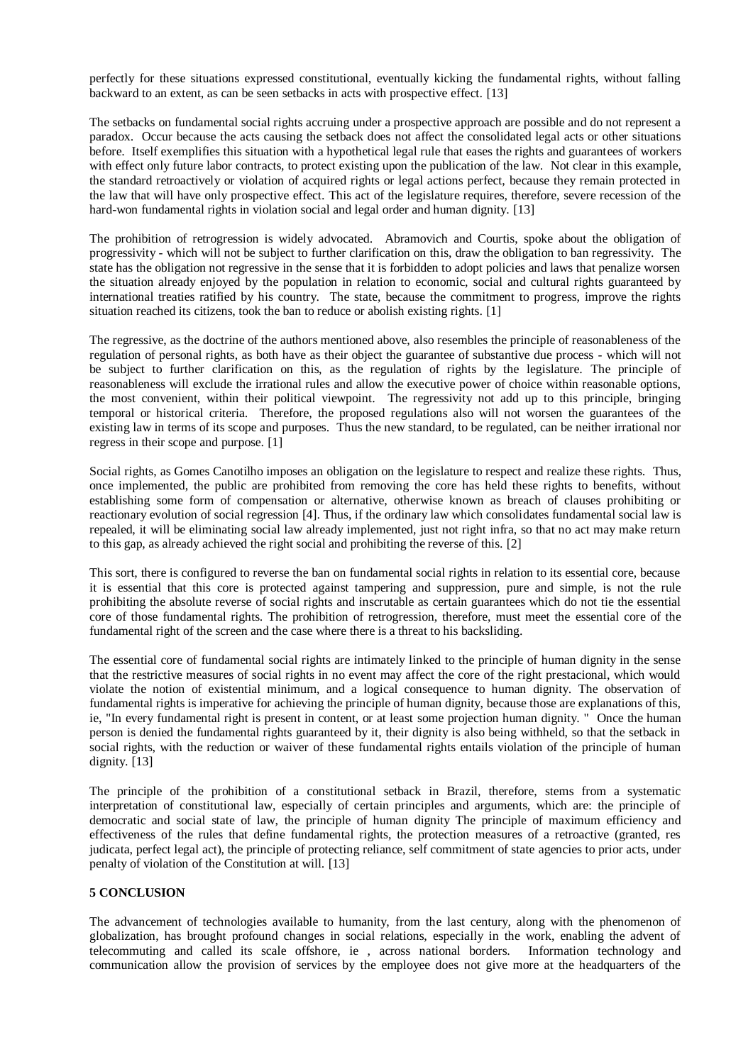perfectly for these situations expressed constitutional, eventually kicking the fundamental rights, without falling backward to an extent, as can be seen setbacks in acts with prospective effect. [13]

The setbacks on fundamental social rights accruing under a prospective approach are possible and do not represent a paradox. Occur because the acts causing the setback does not affect the consolidated legal acts or other situations before. Itself exemplifies this situation with a hypothetical legal rule that eases the rights and guarantees of workers with effect only future labor contracts, to protect existing upon the publication of the law. Not clear in this example, the standard retroactively or violation of acquired rights or legal actions perfect, because they remain protected in the law that will have only prospective effect. This act of the legislature requires, therefore, severe recession of the hard-won fundamental rights in violation social and legal order and human dignity. [13]

The prohibition of retrogression is widely advocated. Abramovich and Courtis, spoke about the obligation of progressivity - which will not be subject to further clarification on this, draw the obligation to ban regressivity. The state has the obligation not regressive in the sense that it is forbidden to adopt policies and laws that penalize worsen the situation already enjoyed by the population in relation to economic, social and cultural rights guaranteed by international treaties ratified by his country. The state, because the commitment to progress, improve the rights situation reached its citizens, took the ban to reduce or abolish existing rights. [1]

The regressive, as the doctrine of the authors mentioned above, also resembles the principle of reasonableness of the regulation of personal rights, as both have as their object the guarantee of substantive due process - which will not be subject to further clarification on this, as the regulation of rights by the legislature. The principle of reasonableness will exclude the irrational rules and allow the executive power of choice within reasonable options, the most convenient, within their political viewpoint. The regressivity not add up to this principle, bringing temporal or historical criteria. Therefore, the proposed regulations also will not worsen the guarantees of the existing law in terms of its scope and purposes. Thus the new standard, to be regulated, can be neither irrational nor regress in their scope and purpose. [1]

Social rights, as Gomes Canotilho imposes an obligation on the legislature to respect and realize these rights. Thus, once implemented, the public are prohibited from removing the core has held these rights to benefits, without establishing some form of compensation or alternative, otherwise known as breach of clauses prohibiting or reactionary evolution of social regression [4]. Thus, if the ordinary law which consolidates fundamental social law is repealed, it will be eliminating social law already implemented, just not right infra, so that no act may make return to this gap, as already achieved the right social and prohibiting the reverse of this. [2]

This sort, there is configured to reverse the ban on fundamental social rights in relation to its essential core, because it is essential that this core is protected against tampering and suppression, pure and simple, is not the rule prohibiting the absolute reverse of social rights and inscrutable as certain guarantees which do not tie the essential core of those fundamental rights. The prohibition of retrogression, therefore, must meet the essential core of the fundamental right of the screen and the case where there is a threat to his backsliding.

The essential core of fundamental social rights are intimately linked to the principle of human dignity in the sense that the restrictive measures of social rights in no event may affect the core of the right prestacional, which would violate the notion of existential minimum, and a logical consequence to human dignity. The observation of fundamental rights is imperative for achieving the principle of human dignity, because those are explanations of this, ie, "In every fundamental right is present in content, or at least some projection human dignity. " Once the human person is denied the fundamental rights guaranteed by it, their dignity is also being withheld, so that the setback in social rights, with the reduction or waiver of these fundamental rights entails violation of the principle of human dignity. [13]

The principle of the prohibition of a constitutional setback in Brazil, therefore, stems from a systematic interpretation of constitutional law, especially of certain principles and arguments, which are: the principle of democratic and social state of law, the principle of human dignity The principle of maximum efficiency and effectiveness of the rules that define fundamental rights, the protection measures of a retroactive (granted, res judicata, perfect legal act), the principle of protecting reliance, self commitment of state agencies to prior acts, under penalty of violation of the Constitution at will. [13]

## 5 CONCLUSION

The advancement of technologies available to humanity, from the last century, along with the phenomenon of globalization, has brought profound changes in social relations, especially in the work, enabling the advent of telecommuting and called its scale offshore, ie , across national borders. Information technology and communication allow the provision of services by the employee does not give more at the headquarters of the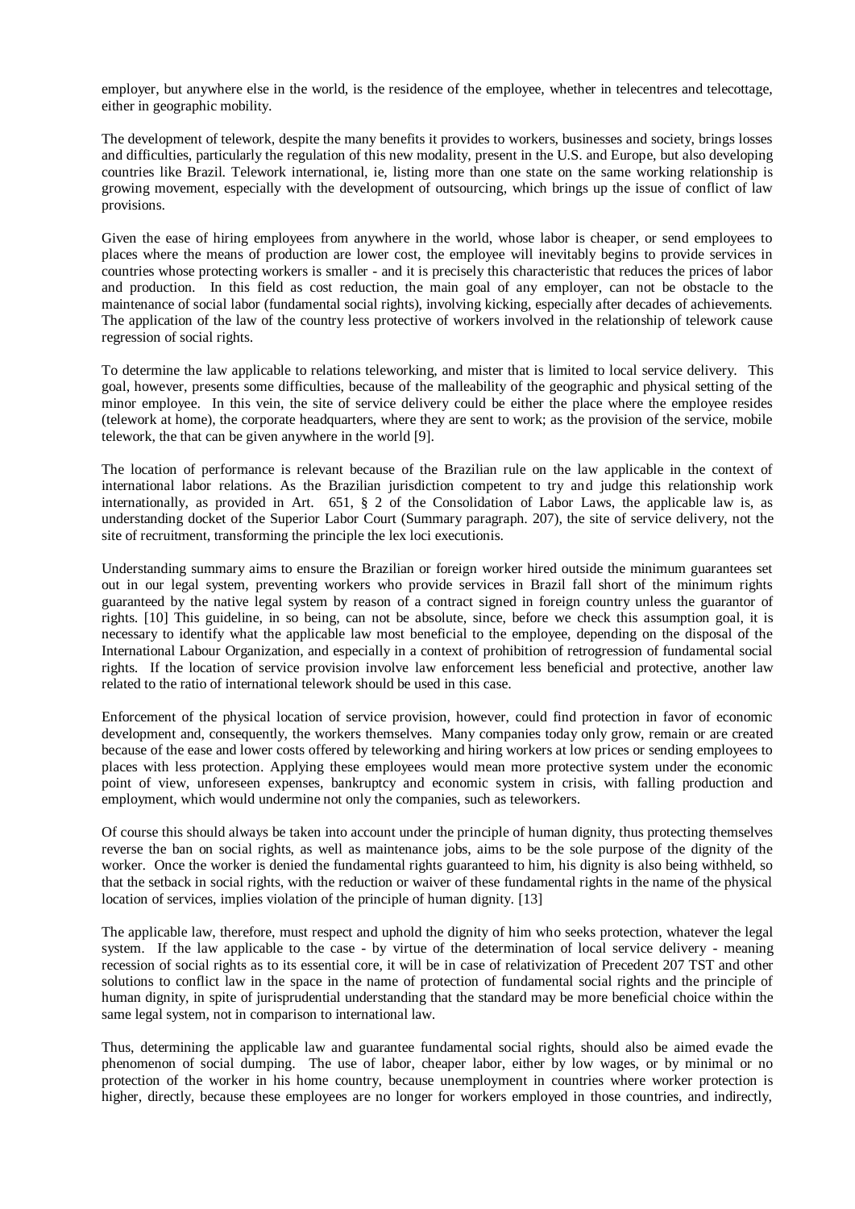employer, but anywhere else in the world, is the residence of the employee, whether in telecentres and telecottage, either in geographic mobility.

The development of telework, despite the many benefits it provides to workers, businesses and society, brings losses and difficulties, particularly the regulation of this new modality, present in the U.S. and Europe, but also developing countries like Brazil. Telework international, ie, listing more than one state on the same working relationship is growing movement, especially with the development of outsourcing, which brings up the issue of conflict of law provisions.

Given the ease of hiring employees from anywhere in the world, whose labor is cheaper, or send employees to places where the means of production are lower cost, the employee will inevitably begins to provide services in countries whose protecting workers is smaller - and it is precisely this characteristic that reduces the prices of labor and production. In this field as cost reduction, the main goal of any employer, can not be obstacle to the maintenance of social labor (fundamental social rights), involving kicking, especially after decades of achievements. The application of the law of the country less protective of workers involved in the relationship of telework cause regression of social rights.

To determine the law applicable to relations teleworking, and mister that is limited to local service delivery. This goal, however, presents some difficulties, because of the malleability of the geographic and physical setting of the minor employee. In this vein, the site of service delivery could be either the place where the employee resides (telework at home), the corporate headquarters, where they are sent to work; as the provision of the service, mobile telework, the that can be given anywhere in the world [9].

The location of performance is relevant because of the Brazilian rule on the law applicable in the context of international labor relations. As the Brazilian jurisdiction competent to try and judge this relationship work internationally, as provided in Art. 651, § 2 of the Consolidation of Labor Laws, the applicable law is, as understanding docket of the Superior Labor Court (Summary paragraph. 207), the site of service delivery, not the site of recruitment, transforming the principle the lex loci executionis.

Understanding summary aims to ensure the Brazilian or foreign worker hired outside the minimum guarantees set out in our legal system, preventing workers who provide services in Brazil fall short of the minimum rights guaranteed by the native legal system by reason of a contract signed in foreign country unless the guarantor of rights. [10] This guideline, in so being, can not be absolute, since, before we check this assumption goal, it is necessary to identify what the applicable law most beneficial to the employee, depending on the disposal of the International Labour Organization, and especially in a context of prohibition of retrogression of fundamental social rights. If the location of service provision involve law enforcement less beneficial and protective, another law related to the ratio of international telework should be used in this case.

Enforcement of the physical location of service provision, however, could find protection in favor of economic development and, consequently, the workers themselves. Many companies today only grow, remain or are created because of the ease and lower costs offered by teleworking and hiring workers at low prices or sending employees to places with less protection. Applying these employees would mean more protective system under the economic point of view, unforeseen expenses, bankruptcy and economic system in crisis, with falling production and employment, which would undermine not only the companies, such as teleworkers.

Of course this should always be taken into account under the principle of human dignity, thus protecting themselves reverse the ban on social rights, as well as maintenance jobs, aims to be the sole purpose of the dignity of the worker. Once the worker is denied the fundamental rights guaranteed to him, his dignity is also being withheld, so that the setback in social rights, with the reduction or waiver of these fundamental rights in the name of the physical location of services, implies violation of the principle of human dignity. [13]

The applicable law, therefore, must respect and uphold the dignity of him who seeks protection, whatever the legal system. If the law applicable to the case - by virtue of the determination of local service delivery - meaning recession of social rights as to its essential core, it will be in case of relativization of Precedent 207 TST and other solutions to conflict law in the space in the name of protection of fundamental social rights and the principle of human dignity, in spite of jurisprudential understanding that the standard may be more beneficial choice within the same legal system, not in comparison to international law.

Thus, determining the applicable law and guarantee fundamental social rights, should also be aimed evade the phenomenon of social dumping. The use of labor, cheaper labor, either by low wages, or by minimal or no protection of the worker in his home country, because unemployment in countries where worker protection is higher, directly, because these employees are no longer for workers employed in those countries, and indirectly,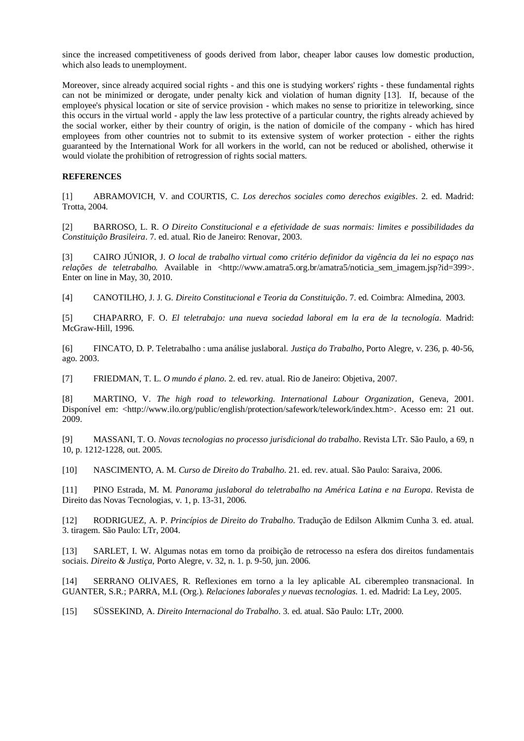since the increased competitiveness of goods derived from labor, cheaper labor causes low domestic production, which also leads to unemployment.

Moreover, since already acquired social rights - and this one is studying workers' rights - these fundamental rights can not be minimized or derogate, under penalty kick and violation of human dignity [13]. If, because of the employee's physical location or site of service provision - which makes no sense to prioritize in teleworking, since this occurs in the virtual world - apply the law less protective of a particular country, the rights already achieved by the social worker, either by their country of origin, is the nation of domicile of the company - which has hired employees from other countries not to submit to its extensive system of worker protection - either the rights guaranteed by the International Work for all workers in the world, can not be reduced or abolished, otherwise it would violate the prohibition of retrogression of rights social matters.

**REFERENCES**

[1] ABRAMOVICH, V. and COURTIS, C. *Los derechos sociales como derechos exigibles*. 2. ed. Madrid: Trotta, 2004.

[2] BARROSO, L. R. *O Direito Constitucional e a efetividade de suas normais: limites e possibilidades da Constituição Brasileira*. 7. ed. atual. Rio de Janeiro: Renovar, 2003.

[3] CAIRO JÚNIOR, J. *O local de trabalho virtual como critério definidor da vigência da lei no espaço nas relações de teletrabalho.* Available in <http://www.amatra5.org.br/amatra5/noticia_sem_imagem.jsp?id=399>. Enter on line in May, 30, 2010.

[4] CANOTILHO, J. J. G. *Direito Constitucional e Teoria da Constituição*. 7. ed. Coimbra: Almedina, 2003.

[5] CHAPARRO, F. O. *El teletrabajo: una nueva sociedad laboral em la era de la tecnología*. Madrid: McGraw-Hill, 1996.

[6] FINCATO, D. P. Teletrabalho : uma análise juslaboral. *Justiça do Trabalho*, Porto Alegre, v. 236, p. 40-56, ago. 2003.

[7] FRIEDMAN, T. L. *O mundo é plano*. 2. ed. rev. atual. Rio de Janeiro: Objetiva, 2007.

[8] MARTINO, V. *The high road to teleworking. International Labour Organization*, Geneva, 2001. Disponível em: <http://www.ilo.org/public/english/protection/safework/telework/index.htm>. Acesso em: 21 out. 2009.

[9] MASSANI, T. O. *Novas tecnologias no processo jurisdicional do trabalho*. Revista LTr. São Paulo, a 69, n 10, p. 1212-1228, out. 2005.

[10] NASCIMENTO, A. M. *Curso de Direito do Trabalho*. 21. ed. rev. atual. São Paulo: Saraiva, 2006.

[11] PINO Estrada, M. M. *Panorama juslaboral do teletrabalho na América Latina e na Europa*. Revista de Direito das Novas Tecnologias, v. 1, p. 13-31, 2006.

[12] RODRIGUEZ, A. P. *Princípios de Direito do Trabalho*. Tradução de Edilson Alkmim Cunha 3. ed. atual. 3. tiragem. São Paulo: LTr, 2004.

[13] SARLET, I. W. Algumas notas em torno da proibição de retrocesso na esfera dos direitos fundamentais sociais. *Direito & Justiça*, Porto Alegre, v. 32, n. 1. p. 9-50, jun. 2006.

[14] SERRANO OLIVAES, R. Reflexiones em torno a la ley aplicable AL ciberempleo transnacional. In GUANTER, S.R.; PARRA, M.L (Org.). *Relaciones laborales y nuevas tecnologias.* 1. ed. Madrid: La Ley, 2005.

[15] SÜSSEKIND, A. *Direito Internacional do Trabalho*. 3. ed. atual. São Paulo: LTr, 2000.